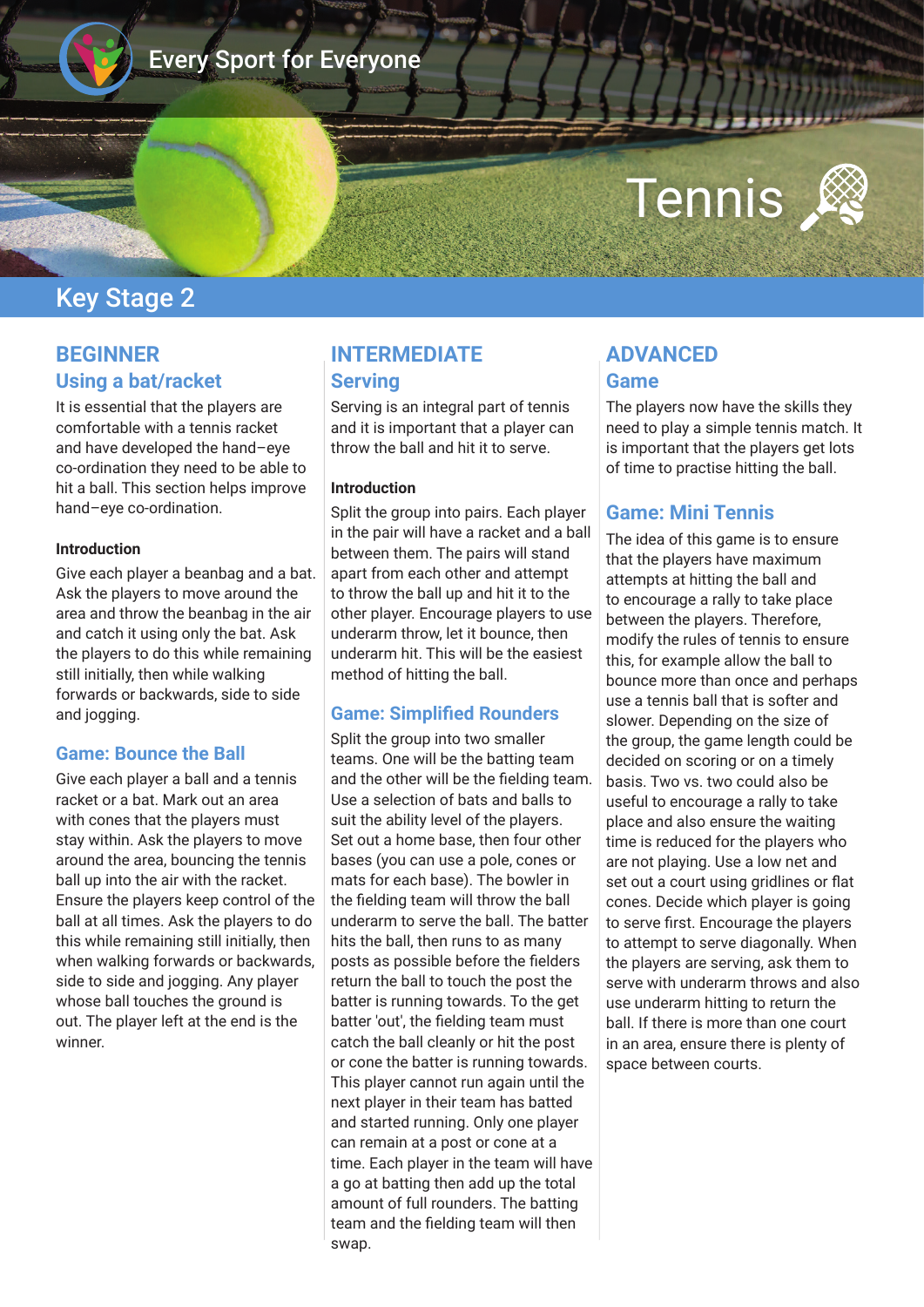Every Sport for Everyone

# Tennis

## Key Stage 2

## BEGINNER

### Using a bat/racket

It is essential that the players are comfortable with a tennis racket and have developed the hand–eye co-ordination they need to be able to hit a ball. This section helps improve hand–eye co-ordination.

**Introduction**

Give each player a beanbag and a bat. Ask the players to move around the area and throw the beanbag in the air and catch it using only the bat. Ask the players to do this while remaining still initially, then while walking forwards or backwards, side to side and jogging.

### Game: Bounce the Ball

Give each player a ball and a tennis racket or a bat. Mark out an area with cones that the players must stay within. Ask the players to move around the area, bouncing the tennis ball up into the air with the racket. Ensure the players keep control of the ball at all times. Ask the players to do this while remaining still initially, then when walking forwards or backwards, side to side and jogging. Any player whose ball touches the ground is out. The player left at the end is the winner.

## INTERMEDIATE

### Serving

Serving is an integral part of tennis and it is important that a player can throw the ball and hit it to serve.

**Introduction**

Split the group into pairs. Each player in the pair will have a racket and a ball between them. The pairs will stand apart from each other and attempt to throw the ball up and hit it to the other player. Encourage players to use underarm throw, let it bounce, then underarm hit. This will be the easiest method of hitting the ball.

### Game: Simplified Rounders

Split the group into two smaller teams. One will be the batting team and the other will be the fielding team. Use a selection of bats and balls to suit the ability level of the players. Set out a home base, then four other bases (you can use a pole, cones or mats for each base). The bowler in the fielding team will throw the ball underarm to serve the ball. The batter hits the ball, then runs to as many posts as possible before the fielders return the ball to touch the post the batter is running towards. To the get batter 'out', the fielding team must catch the ball cleanly or hit the post or cone the batter is running towards. This player cannot run again until the next player in their team has batted and started running. Only one player can remain at a post or cone at a time. Each player in the team will have a go at batting then add up the total amount of full rounders. The batting team and the fielding team will then swap.

## ADVANCED

### Game

The players now have the skills they need to play a simple tennis match. It is important that the players get lots of time to practise hitting the ball.

### Game: Mini Tennis

The idea of this game is to ensure that the players have maximum attempts at hitting the ball and to encourage a rally to take place between the players. Therefore, modify the rules of tennis to ensure this, for example allow the ball to bounce more than once and perhaps use a tennis ball that is softer and slower. Depending on the size of the group, the game length could be decided on scoring or on a timely basis. Two vs. two could also be useful to encourage a rally to take place and also ensure the waiting time is reduced for the players who are not playing. Use a low net and set out a court using gridlines or flat cones. Decide which player is going to serve first. Encourage the players to attempt to serve diagonally. When the players are serving, ask them to serve with underarm throws and also use underarm hitting to return the ball. If there is more than one court in an area, ensure there is plenty of space between courts.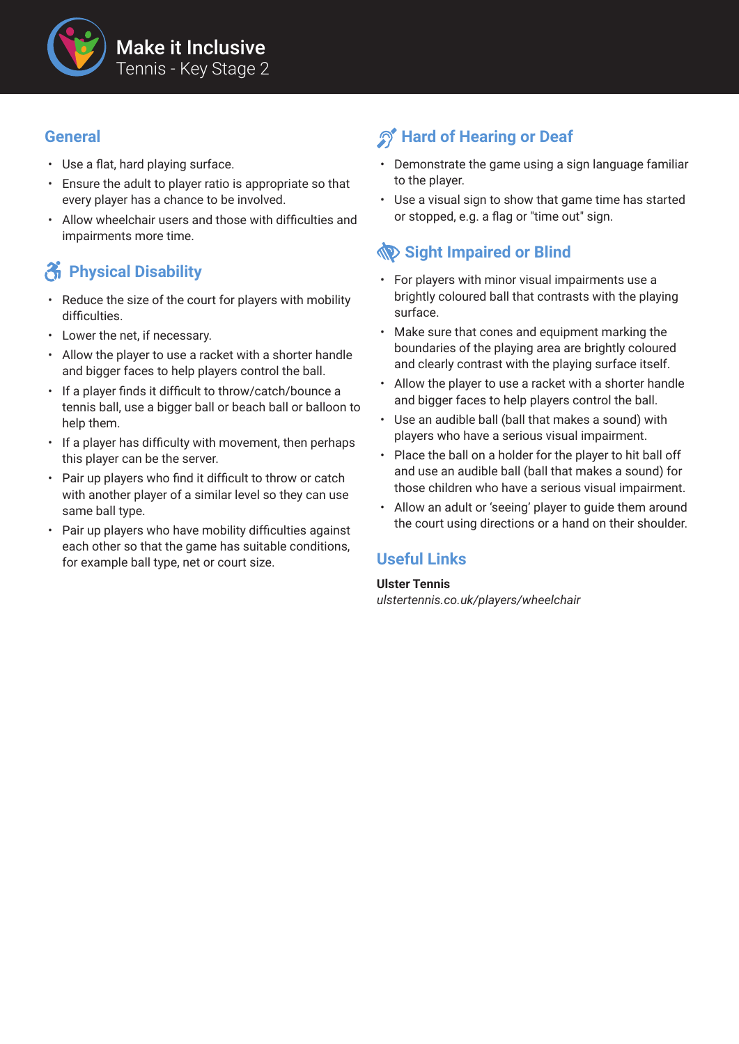# Make it Inclusive

Tennis - Key Stage 2

## General

- Use a flat, hard playing surface.
- Ensure the adult to player ratio is appropriate so that every player has a chance to be involved.
- Allow wheelchair users and those with difficulties and impairments more time.

## Physical Disability

- Reduce the size of the court for players with mobility difficulties.
- Lower the net, if necessary.
- Allow the player to use a racket with a shorter handle and bigger faces to help players control the ball.
- If a player finds it difficult to throw/catch/bounce a tennis ball, use a bigger ball or beach ball or balloon to help them.
- If a player has difficulty with movement, then perhaps this player can be the server.
- Pair up players who find it difficult to throw or catch with another player of a similar level so they can use same ball type.
- Pair up players who have mobility difficulties against each other so that the game has suitable conditions, for example ball type, net or court size.

## Hard of Hearing or Deaf

- Demonstrate the game using a sign language familiar to the player.
- Use a visual sign to show that game time has started or stopped, e.g. a flag or "time out" sign.

## Sight Impaired or Blind

- For players with minor visual impairments use a brightly coloured ball that contrasts with the playing surface.
- Make sure that cones and equipment marking the boundaries of the playing area are brightly coloured and clearly contrast with the playing surface itself.
- Allow the player to use a racket with a shorter handle and bigger faces to help players control the ball.
- Use an audible ball (ball that makes a sound) with players who have a serious visual impairment.
- Place the ball on a holder for the player to hit ball off and use an audible ball (ball that makes a sound) for those children who have a serious visual impairment.
- Allow an adult or 'seeing' player to guide them around the court using directions or a hand on their shoulder.

## Useful Links

**Ulster Tennis**
*ulstertennis.co.uk/players/wheelchair*